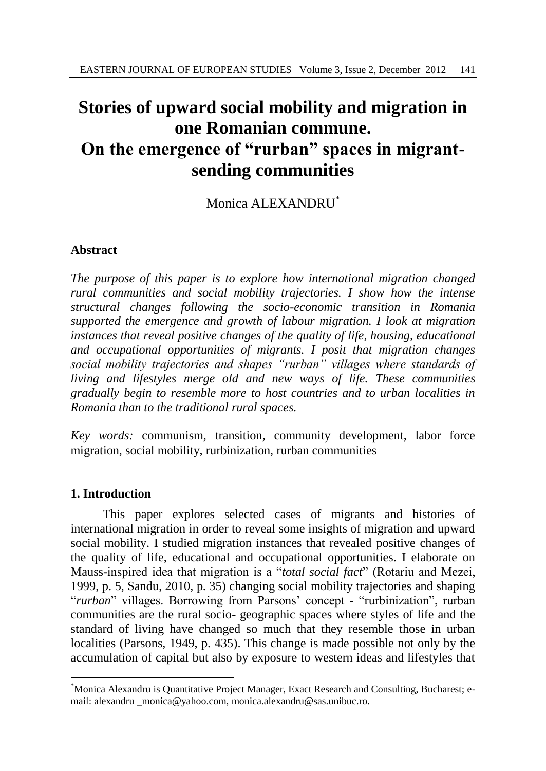# Stories of upward social mobility and migration in one Romanian commune. On the emergence of "rurban" spaces in migrant-sending communities

Monica ALEXANDRU[*]

## Abstract

*The purpose of this paper is to explore how international migration changed rural communities and social mobility trajectories. I show how the intense structural changes following the socio-economic transition in Romania supported the emergence and growth of labour migration. I look at migration instances that reveal positive changes of the quality of life, housing, educational and occupational opportunities of migrants. I posit that migration changes social mobility trajectories and shapes "rurban" villages where standards of living and lifestyles merge old and new ways of life. These communities gradually begin to resemble more to host countries and to urban localities in Romania than to the traditional rural spaces.*

*Key words:* communism, transition, community development, labor force migration, social mobility, rurbinization, rurban communities

## 1. Introduction

This paper explores selected cases of migrants and histories of international migration in order to reveal some insights of migration and upward social mobility. I studied migration instances that revealed positive changes of the quality of life, educational and occupational opportunities. I elaborate on Mauss-inspired idea that migration is a "*total social fact*" (Rotariu and Mezei, 1999, p. 5, Sandu, 2010, p. 35) changing social mobility trajectories and shaping "*rurban*" villages. Borrowing from Parsons' concept - "rurbinization", rurban communities are the rural socio- geographic spaces where styles of life and the standard of living have changed so much that they resemble those in urban localities (Parsons, 1949, p. 435). This change is made possible not only by the accumulation of capital but also by exposure to western ideas and lifestyles that

[*] Monica Alexandru is Quantitative Project Manager, Exact Research and Consulting, Bucharest; e-mail: alexandru _monica@yahoo.com, monica.alexandru@sas.unibuc.ro.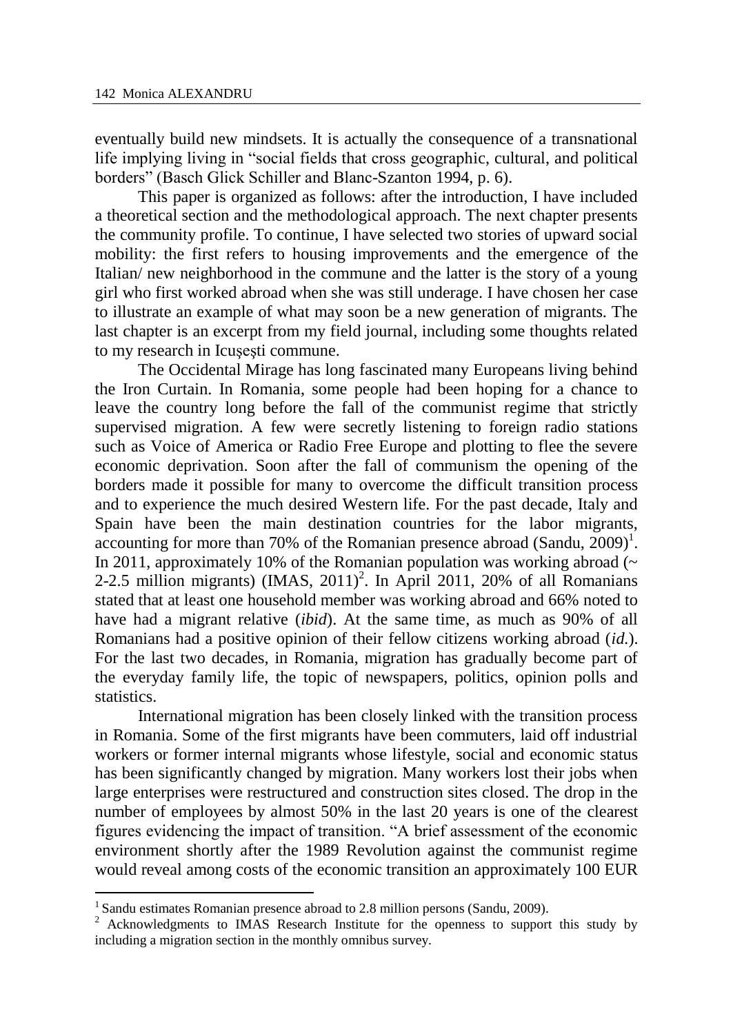eventually build new mindsets. It is actually the consequence of a transnational life implying living in "social fields that cross geographic, cultural, and political borders" (Basch Glick Schiller and Blanc-Szanton 1994, p. 6).

This paper is organized as follows: after the introduction, I have included a theoretical section and the methodological approach. The next chapter presents the community profile. To continue, I have selected two stories of upward social mobility: the first refers to housing improvements and the emergence of the Italian/ new neighborhood in the commune and the latter is the story of a young girl who first worked abroad when she was still underage. I have chosen her case to illustrate an example of what may soon be a new generation of migrants. The last chapter is an excerpt from my field journal, including some thoughts related to my research in Icuşeşti commune.

The Occidental Mirage has long fascinated many Europeans living behind the Iron Curtain. In Romania, some people had been hoping for a chance to leave the country long before the fall of the communist regime that strictly supervised migration. A few were secretly listening to foreign radio stations such as Voice of America or Radio Free Europe and plotting to flee the severe economic deprivation. Soon after the fall of communism the opening of the borders made it possible for many to overcome the difficult transition process and to experience the much desired Western life. For the past decade, Italy and Spain have been the main destination countries for the labor migrants, accounting for more than 70% of the Romanian presence abroad (Sandu, 2009)[1]. In 2011, approximately 10% of the Romanian population was working abroad (~ 2-2.5 million migrants) (IMAS, 2011)[2]. In April 2011, 20% of all Romanians stated that at least one household member was working abroad and 66% noted to have had a migrant relative (*ibid*). At the same time, as much as 90% of all Romanians had a positive opinion of their fellow citizens working abroad (*id.*). For the last two decades, in Romania, migration has gradually become part of the everyday family life, the topic of newspapers, politics, opinion polls and statistics.

International migration has been closely linked with the transition process in Romania. Some of the first migrants have been commuters, laid off industrial workers or former internal migrants whose lifestyle, social and economic status has been significantly changed by migration. Many workers lost their jobs when large enterprises were restructured and construction sites closed. The drop in the number of employees by almost 50% in the last 20 years is one of the clearest figures evidencing the impact of transition. "A brief assessment of the economic environment shortly after the 1989 Revolution against the communist regime would reveal among costs of the economic transition an approximately 100 EUR

[1] Sandu estimates Romanian presence abroad to 2.8 million persons (Sandu, 2009).

[2] Acknowledgments to IMAS Research Institute for the openness to support this study by including a migration section in the monthly omnibus survey.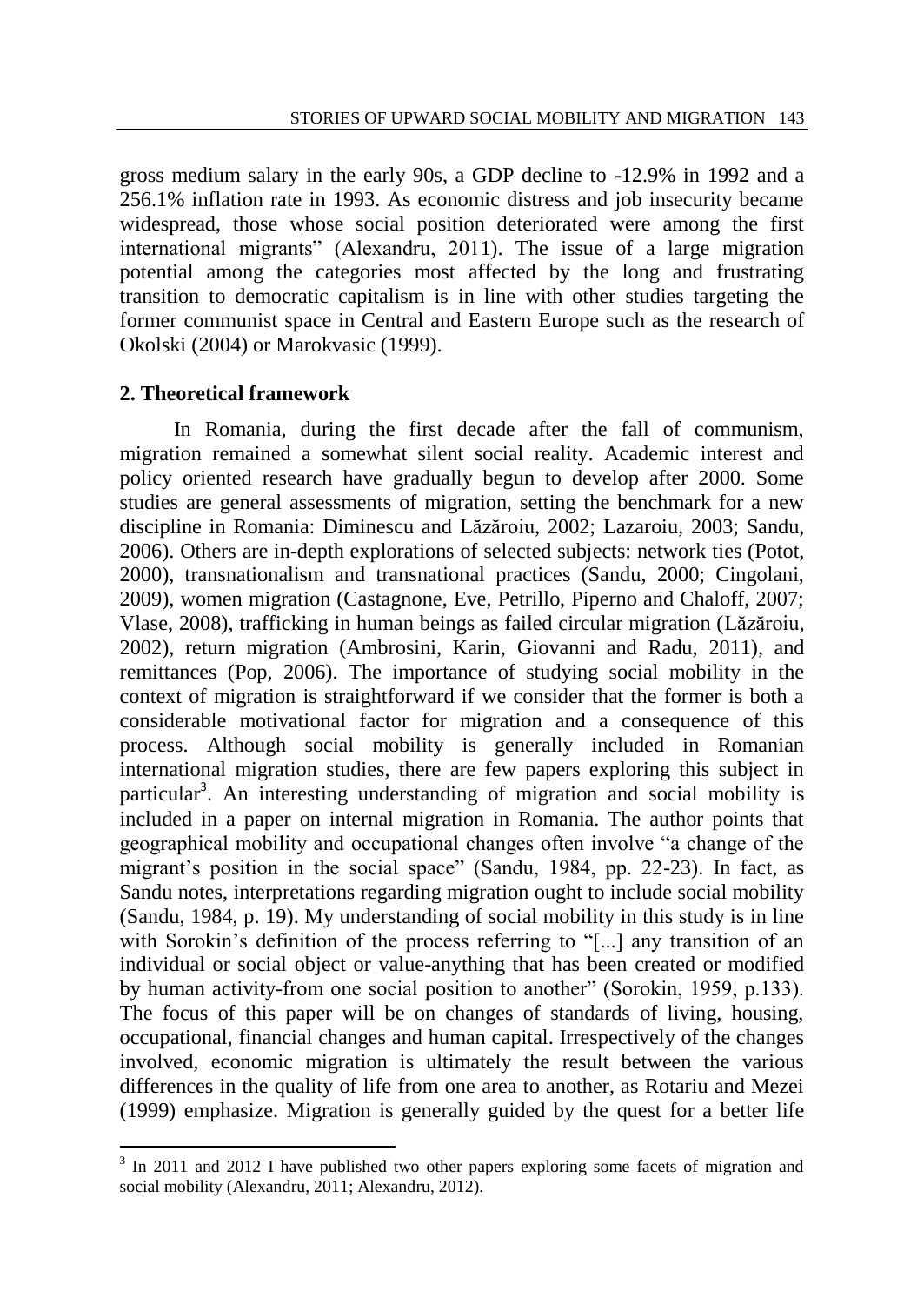gross medium salary in the early 90s, a GDP decline to -12.9% in 1992 and a 256.1% inflation rate in 1993. As economic distress and job insecurity became widespread, those whose social position deteriorated were among the first international migrants" (Alexandru, 2011). The issue of a large migration potential among the categories most affected by the long and frustrating transition to democratic capitalism is in line with other studies targeting the former communist space in Central and Eastern Europe such as the research of Okolski (2004) or Marokvasic (1999).

## 2. Theoretical framework

In Romania, during the first decade after the fall of communism, migration remained a somewhat silent social reality. Academic interest and policy oriented research have gradually begun to develop after 2000. Some studies are general assessments of migration, setting the benchmark for a new discipline in Romania: Diminescu and Lăzăroiu, 2002; Lazaroiu, 2003; Sandu, 2006). Others are in-depth explorations of selected subjects: network ties (Potot, 2000), transnationalism and transnational practices (Sandu, 2000; Cingolani, 2009), women migration (Castagnone, Eve, Petrillo, Piperno and Chaloff, 2007; Vlase, 2008), trafficking in human beings as failed circular migration (Lăzăroiu, 2002), return migration (Ambrosini, Karin, Giovanni and Radu, 2011), and remittances (Pop, 2006). The importance of studying social mobility in the context of migration is straightforward if we consider that the former is both a considerable motivational factor for migration and a consequence of this process. Although social mobility is generally included in Romanian international migration studies, there are few papers exploring this subject in particular[3]. An interesting understanding of migration and social mobility is included in a paper on internal migration in Romania. The author points that geographical mobility and occupational changes often involve "a change of the migrant's position in the social space" (Sandu, 1984, pp. 22-23). In fact, as Sandu notes, interpretations regarding migration ought to include social mobility (Sandu, 1984, p. 19). My understanding of social mobility in this study is in line with Sorokin's definition of the process referring to "[...] any transition of an individual or social object or value-anything that has been created or modified by human activity-from one social position to another" (Sorokin, 1959, p.133). The focus of this paper will be on changes of standards of living, housing, occupational, financial changes and human capital. Irrespectively of the changes involved, economic migration is ultimately the result between the various differences in the quality of life from one area to another, as Rotariu and Mezei (1999) emphasize. Migration is generally guided by the quest for a better life

[3] In 2011 and 2012 I have published two other papers exploring some facets of migration and social mobility (Alexandru, 2011; Alexandru, 2012).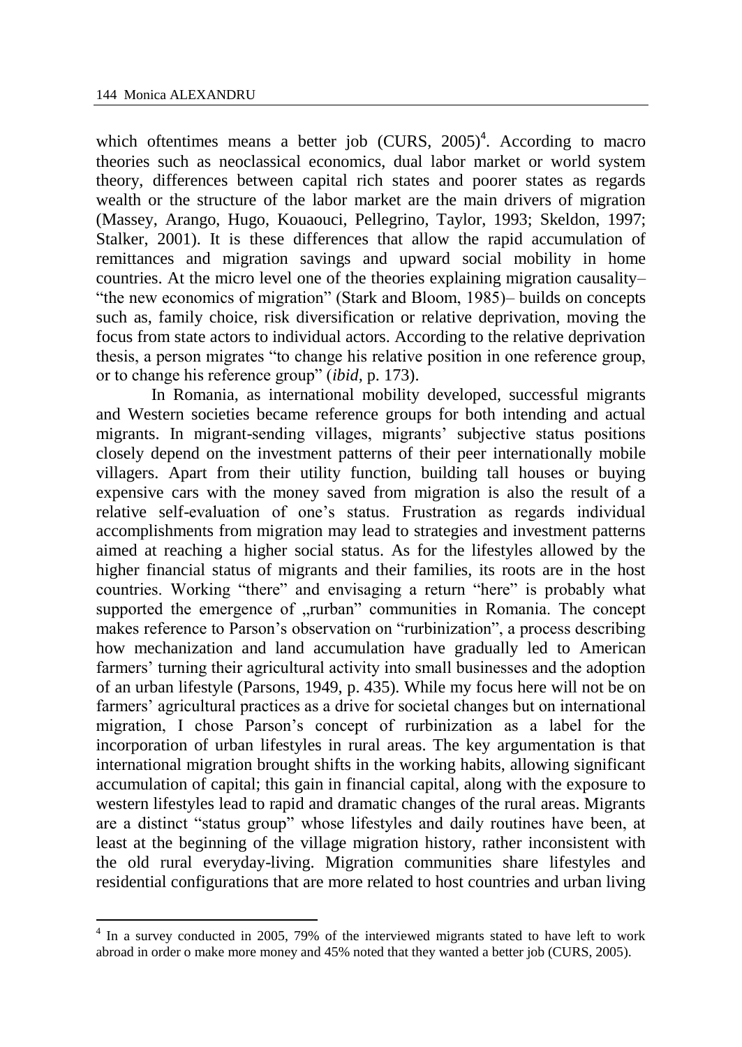which oftentimes means a better job (CURS, 2005)[4]. According to macro theories such as neoclassical economics, dual labor market or world system theory, differences between capital rich states and poorer states as regards wealth or the structure of the labor market are the main drivers of migration (Massey, Arango, Hugo, Kouaouci, Pellegrino, Taylor, 1993; Skeldon, 1997; Stalker, 2001). It is these differences that allow the rapid accumulation of remittances and migration savings and upward social mobility in home countries. At the micro level one of the theories explaining migration causality– "the new economics of migration" (Stark and Bloom, 1985)– builds on concepts such as, family choice, risk diversification or relative deprivation, moving the focus from state actors to individual actors. According to the relative deprivation thesis, a person migrates "to change his relative position in one reference group, or to change his reference group" (*ibid*, p. 173).

In Romania, as international mobility developed, successful migrants and Western societies became reference groups for both intending and actual migrants. In migrant-sending villages, migrants' subjective status positions closely depend on the investment patterns of their peer internationally mobile villagers. Apart from their utility function, building tall houses or buying expensive cars with the money saved from migration is also the result of a relative self-evaluation of one's status. Frustration as regards individual accomplishments from migration may lead to strategies and investment patterns aimed at reaching a higher social status. As for the lifestyles allowed by the higher financial status of migrants and their families, its roots are in the host countries. Working "there" and envisaging a return "here" is probably what supported the emergence of „rurban" communities in Romania. The concept makes reference to Parson's observation on "rurbinization", a process describing how mechanization and land accumulation have gradually led to American farmers' turning their agricultural activity into small businesses and the adoption of an urban lifestyle (Parsons, 1949, p. 435). While my focus here will not be on farmers' agricultural practices as a drive for societal changes but on international migration, I chose Parson's concept of rurbinization as a label for the incorporation of urban lifestyles in rural areas. The key argumentation is that international migration brought shifts in the working habits, allowing significant accumulation of capital; this gain in financial capital, along with the exposure to western lifestyles lead to rapid and dramatic changes of the rural areas. Migrants are a distinct "status group" whose lifestyles and daily routines have been, at least at the beginning of the village migration history, rather inconsistent with the old rural everyday-living. Migration communities share lifestyles and residential configurations that are more related to host countries and urban living

---

[4] In a survey conducted in 2005, 79% of the interviewed migrants stated to have left to work abroad in order o make more money and 45% noted that they wanted a better job (CURS, 2005).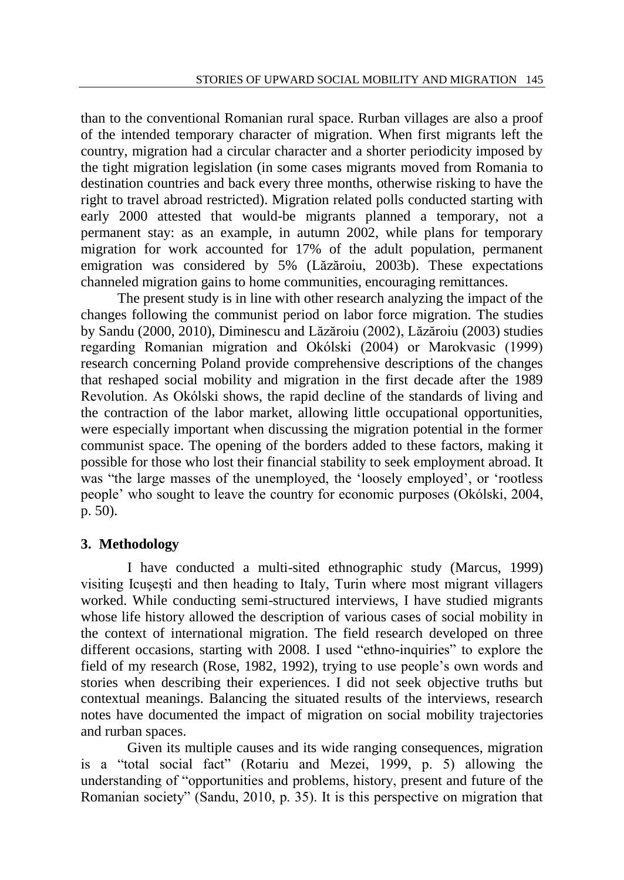than to the conventional Romanian rural space. Rurban villages are also a proof of the intended temporary character of migration. When first migrants left the country, migration had a circular character and a shorter periodicity imposed by the tight migration legislation (in some cases migrants moved from Romania to destination countries and back every three months, otherwise risking to have the right to travel abroad restricted). Migration related polls conducted starting with early 2000 attested that would-be migrants planned a temporary, not a permanent stay: as an example, in autumn 2002, while plans for temporary migration for work accounted for 17% of the adult population, permanent emigration was considered by 5% (Lăzăroiu, 2003b). These expectations channeled migration gains to home communities, encouraging remittances.

The present study is in line with other research analyzing the impact of the changes following the communist period on labor force migration. The studies by Sandu (2000, 2010), Diminescu and Lăzăroiu (2002), Lăzăroiu (2003) studies regarding Romanian migration and Okólski (2004) or Marokvasic (1999) research concerning Poland provide comprehensive descriptions of the changes that reshaped social mobility and migration in the first decade after the 1989 Revolution. As Okólski shows, the rapid decline of the standards of living and the contraction of the labor market, allowing little occupational opportunities, were especially important when discussing the migration potential in the former communist space. The opening of the borders added to these factors, making it possible for those who lost their financial stability to seek employment abroad. It was "the large masses of the unemployed, the 'loosely employed', or 'rootless people' who sought to leave the country for economic purposes (Okólski, 2004, p. 50).

## 3. Methodology

I have conducted a multi-sited ethnographic study (Marcus, 1999) visiting Icușești and then heading to Italy, Turin where most migrant villagers worked. While conducting semi-structured interviews, I have studied migrants whose life history allowed the description of various cases of social mobility in the context of international migration. The field research developed on three different occasions, starting with 2008. I used "ethno-inquiries" to explore the field of my research (Rose, 1982, 1992), trying to use people's own words and stories when describing their experiences. I did not seek objective truths but contextual meanings. Balancing the situated results of the interviews, research notes have documented the impact of migration on social mobility trajectories and rurban spaces.

Given its multiple causes and its wide ranging consequences, migration is a "total social fact" (Rotariu and Mezei, 1999, p. 5) allowing the understanding of "opportunities and problems, history, present and future of the Romanian society" (Sandu, 2010, p. 35). It is this perspective on migration that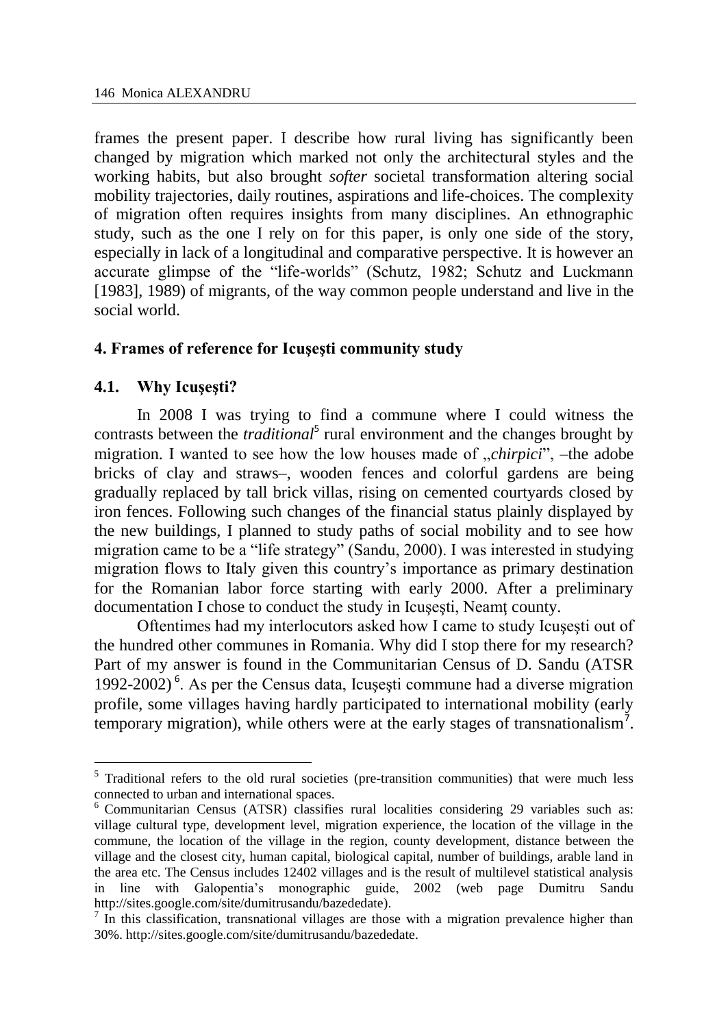frames the present paper. I describe how rural living has significantly been changed by migration which marked not only the architectural styles and the working habits, but also brought *softer* societal transformation altering social mobility trajectories, daily routines, aspirations and life-choices. The complexity of migration often requires insights from many disciplines. An ethnographic study, such as the one I rely on for this paper, is only one side of the story, especially in lack of a longitudinal and comparative perspective. It is however an accurate glimpse of the "life-worlds" (Schutz, 1982; Schutz and Luckmann [1983], 1989) of migrants, of the way common people understand and live in the social world.

## 4. Frames of reference for Icuşeşti community study

### 4.1. Why Icuşeşti?

In 2008 I was trying to find a commune where I could witness the contrasts between the *traditional*[5] rural environment and the changes brought by migration. I wanted to see how the low houses made of „*chirpici*", –the adobe bricks of clay and straws–, wooden fences and colorful gardens are being gradually replaced by tall brick villas, rising on cemented courtyards closed by iron fences. Following such changes of the financial status plainly displayed by the new buildings, I planned to study paths of social mobility and to see how migration came to be a "life strategy" (Sandu, 2000). I was interested in studying migration flows to Italy given this country's importance as primary destination for the Romanian labor force starting with early 2000. After a preliminary documentation I chose to conduct the study in Icuşeşti, Neamţ county.

Oftentimes had my interlocutors asked how I came to study Icuşeşti out of the hundred other communes in Romania. Why did I stop there for my research? Part of my answer is found in the Communitarian Census of D. Sandu (ATSR 1992-2002)[6]. As per the Census data, Icuşeşti commune had a diverse migration profile, some villages having hardly participated to international mobility (early temporary migration), while others were at the early stages of transnationalism[7].

---

[5] Traditional refers to the old rural societies (pre-transition communities) that were much less connected to urban and international spaces.

[6] Communitarian Census (ATSR) classifies rural localities considering 29 variables such as: village cultural type, development level, migration experience, the location of the village in the commune, the location of the village in the region, county development, distance between the village and the closest city, human capital, biological capital, number of buildings, arable land in the area etc. The Census includes 12402 villages and is the result of multilevel statistical analysis in line with Galopentia's monographic guide, 2002 (web page Dumitru Sandu http://sites.google.com/site/dumitrusandu/bazededate).

[7] In this classification, transnational villages are those with a migration prevalence higher than 30%. http://sites.google.com/site/dumitrusandu/bazededate.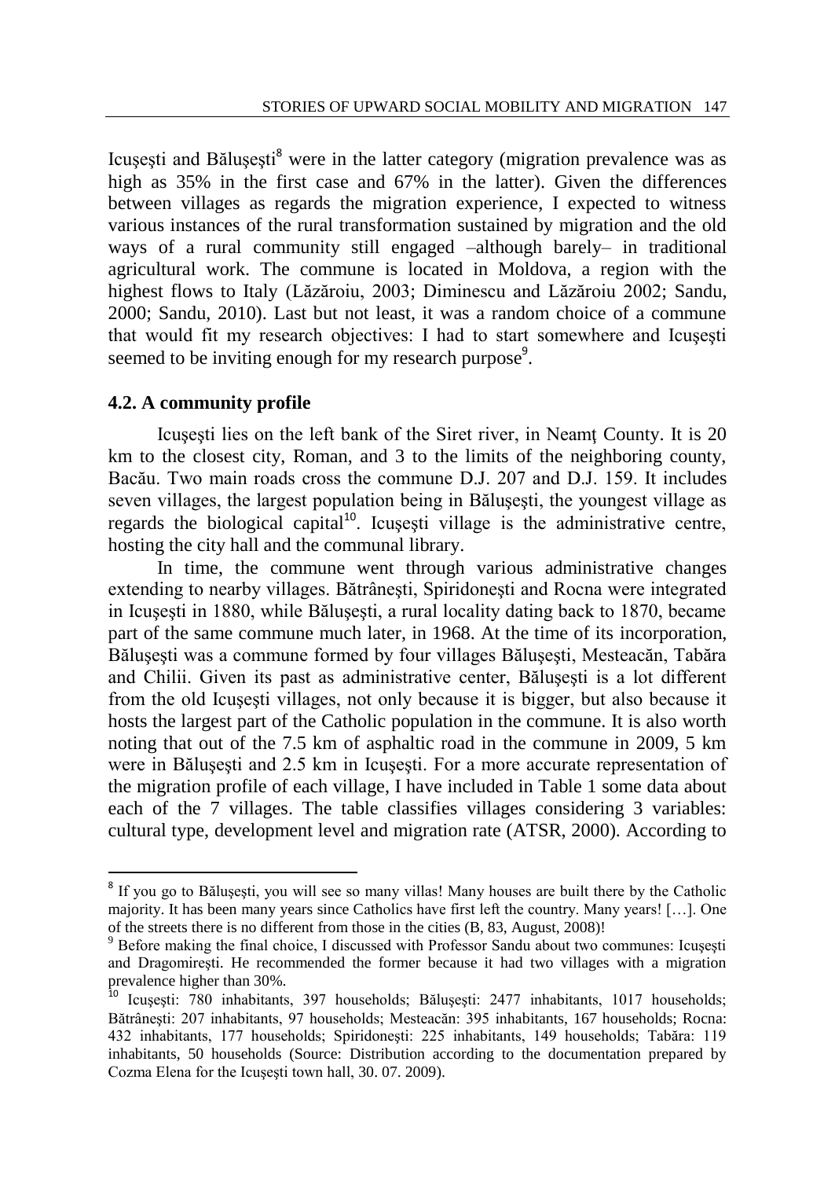Icuşeşti and Băluşeşti[8] were in the latter category (migration prevalence was as high as 35% in the first case and 67% in the latter). Given the differences between villages as regards the migration experience, I expected to witness various instances of the rural transformation sustained by migration and the old ways of a rural community still engaged –although barely– in traditional agricultural work. The commune is located in Moldova, a region with the highest flows to Italy (Lăzăroiu, 2003; Diminescu and Lăzăroiu 2002; Sandu, 2000; Sandu, 2010). Last but not least, it was a random choice of a commune that would fit my research objectives: I had to start somewhere and Icuşeşti seemed to be inviting enough for my research purpose[9].

### 4.2. A community profile

Icuşeşti lies on the left bank of the Siret river, in Neamţ County. It is 20 km to the closest city, Roman, and 3 to the limits of the neighboring county, Bacău. Two main roads cross the commune D.J. 207 and D.J. 159. It includes seven villages, the largest population being in Băluşeşti, the youngest village as regards the biological capital[10]. Icuşeşti village is the administrative centre, hosting the city hall and the communal library.

In time, the commune went through various administrative changes extending to nearby villages. Bătrâneşti, Spiridoneşti and Rocna were integrated in Icuşeşti in 1880, while Băluşeşti, a rural locality dating back to 1870, became part of the same commune much later, in 1968. At the time of its incorporation, Băluşeşti was a commune formed by four villages Băluşeşti, Mesteacăn, Tabăra and Chilii. Given its past as administrative center, Băluşeşti is a lot different from the old Icuşeşti villages, not only because it is bigger, but also because it hosts the largest part of the Catholic population in the commune. It is also worth noting that out of the 7.5 km of asphaltic road in the commune in 2009, 5 km were in Băluşeşti and 2.5 km in Icuşeşti. For a more accurate representation of the migration profile of each village, I have included in Table 1 some data about each of the 7 villages. The table classifies villages considering 3 variables: cultural type, development level and migration rate (ATSR, 2000). According to

---

[8] If you go to Băluşeşti, you will see so many villas! Many houses are built there by the Catholic majority. It has been many years since Catholics have first left the country. Many years! […]. One of the streets there is no different from those in the cities (B, 83, August, 2008)!

[9] Before making the final choice, I discussed with Professor Sandu about two communes: Icuşeşti and Dragomireşti. He recommended the former because it had two villages with a migration prevalence higher than 30%.

[10] Icuşeşti: 780 inhabitants, 397 households; Băluşeşti: 2477 inhabitants, 1017 households; Bătrâneşti: 207 inhabitants, 97 households; Mesteacăn: 395 inhabitants, 167 households; Rocna: 432 inhabitants, 177 households; Spiridoneşti: 225 inhabitants, 149 households; Tabăra: 119 inhabitants, 50 households (Source: Distribution according to the documentation prepared by Cozma Elena for the Icuşeşti town hall, 30. 07. 2009).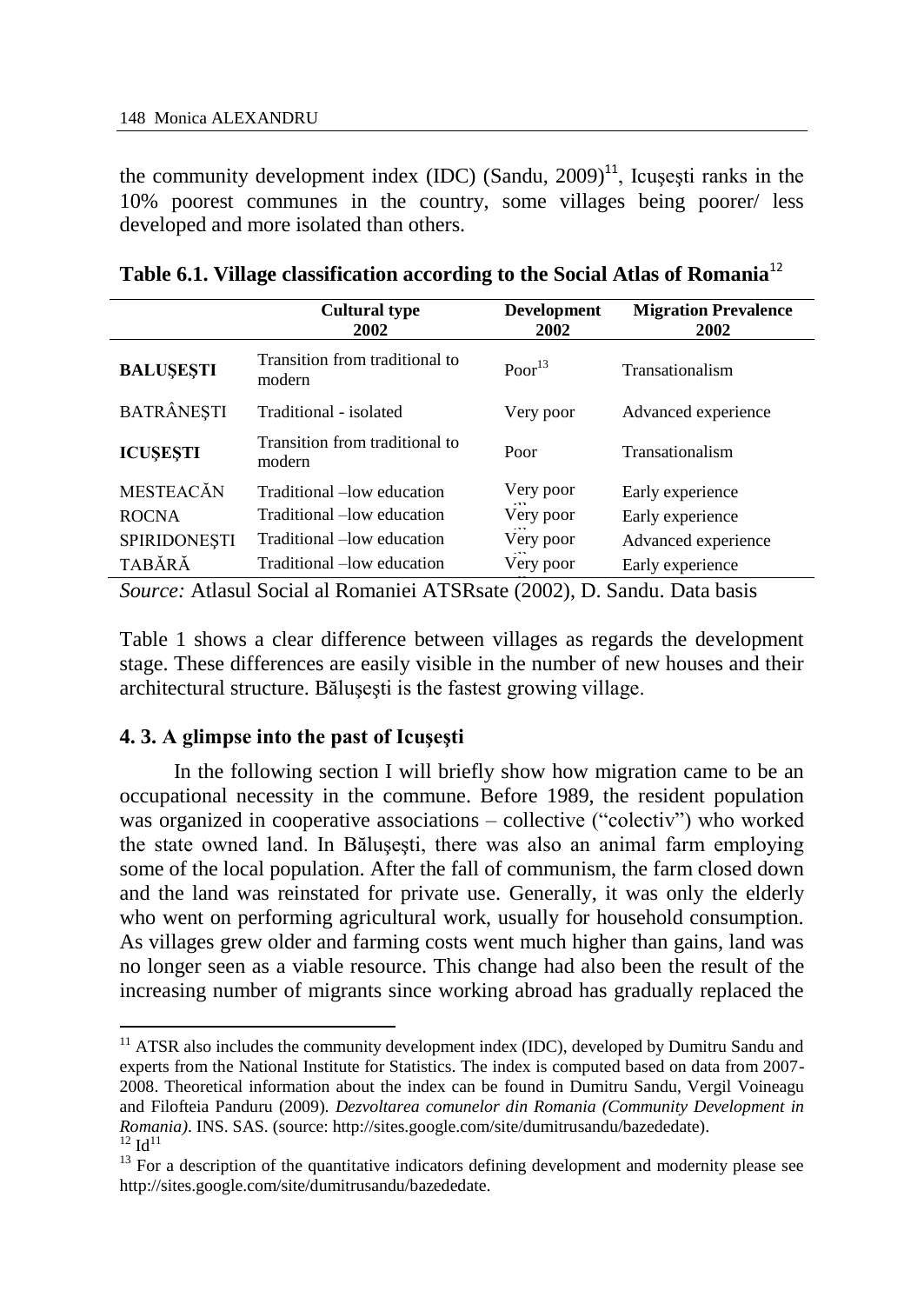the community development index (IDC) (Sandu, 2009)[11], Icuşeşti ranks in the 10% poorest communes in the country, some villages being poorer/ less developed and more isolated than others.

**Table 6.1. Village classification according to the Social Atlas of Romania**[12]

| | Cultural type 2002 | Development 2002 | Migration Prevalence 2002 |
|---|---|---|---|
| **BALUŞEŞTI** | Transition from traditional to modern | Poor[13] | Transationalism |
| BATRÂNEŞTI | Traditional - isolated | Very poor | Advanced experience |
| **ICUŞEŞTI** | Transition from traditional to modern | Poor | Transationalism |
| MESTEACĂN | Traditional –low education | Very poor | Early experience |
| ROCNA | Traditional –low education | Very poor | Early experience |
| SPIRIDONEŞTI | Traditional –low education | Very poor | Advanced experience |
| TABĂRĂ | Traditional –low education | Very poor | Early experience |

*Source:* Atlasul Social al Romaniei ATSRsate (2002), D. Sandu. Data basis

Table 1 shows a clear difference between villages as regards the development stage. These differences are easily visible in the number of new houses and their architectural structure. Băluşeşti is the fastest growing village.

### 4. 3. A glimpse into the past of Icuşeşti

In the following section I will briefly show how migration came to be an occupational necessity in the commune. Before 1989, the resident population was organized in cooperative associations – collective ("colectiv") who worked the state owned land. In Băluşeşti, there was also an animal farm employing some of the local population. After the fall of communism, the farm closed down and the land was reinstated for private use. Generally, it was only the elderly who went on performing agricultural work, usually for household consumption. As villages grew older and farming costs went much higher than gains, land was no longer seen as a viable resource. This change had also been the result of the increasing number of migrants since working abroad has gradually replaced the

---

[11] ATSR also includes the community development index (IDC), developed by Dumitru Sandu and experts from the National Institute for Statistics. The index is computed based on data from 2007-2008. Theoretical information about the index can be found in Dumitru Sandu, Vergil Voineagu and Filofteia Panduru (2009). *Dezvoltarea comunelor din Romania (Community Development in Romania)*. INS. SAS. (source: http://sites.google.com/site/dumitrusandu/bazededate).

[12] Id[11]

[13] For a description of the quantitative indicators defining development and modernity please see http://sites.google.com/site/dumitrusandu/bazededate.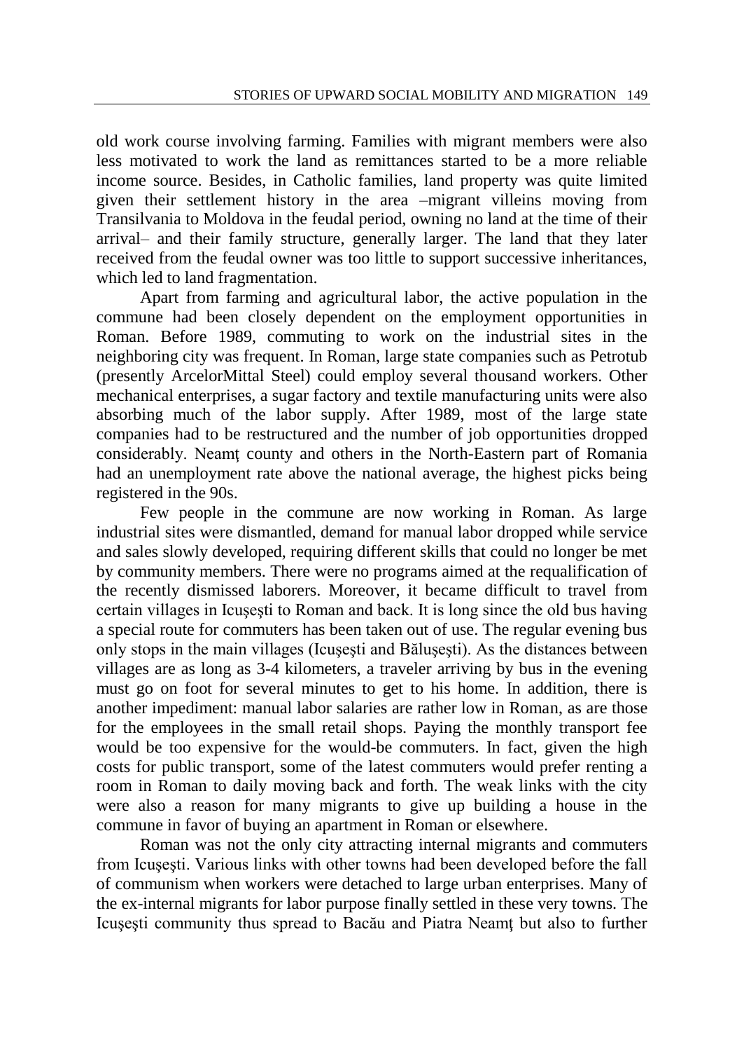old work course involving farming. Families with migrant members were also less motivated to work the land as remittances started to be a more reliable income source. Besides, in Catholic families, land property was quite limited given their settlement history in the area –migrant villeins moving from Transilvania to Moldova in the feudal period, owning no land at the time of their arrival– and their family structure, generally larger. The land that they later received from the feudal owner was too little to support successive inheritances, which led to land fragmentation.

Apart from farming and agricultural labor, the active population in the commune had been closely dependent on the employment opportunities in Roman. Before 1989, commuting to work on the industrial sites in the neighboring city was frequent. In Roman, large state companies such as Petrotub (presently ArcelorMittal Steel) could employ several thousand workers. Other mechanical enterprises, a sugar factory and textile manufacturing units were also absorbing much of the labor supply. After 1989, most of the large state companies had to be restructured and the number of job opportunities dropped considerably. Neamţ county and others in the North-Eastern part of Romania had an unemployment rate above the national average, the highest picks being registered in the 90s.

Few people in the commune are now working in Roman. As large industrial sites were dismantled, demand for manual labor dropped while service and sales slowly developed, requiring different skills that could no longer be met by community members. There were no programs aimed at the requalification of the recently dismissed laborers. Moreover, it became difficult to travel from certain villages in Icuşeşti to Roman and back. It is long since the old bus having a special route for commuters has been taken out of use. The regular evening bus only stops in the main villages (Icuşeşti and Băluşeşti). As the distances between villages are as long as 3-4 kilometers, a traveler arriving by bus in the evening must go on foot for several minutes to get to his home. In addition, there is another impediment: manual labor salaries are rather low in Roman, as are those for the employees in the small retail shops. Paying the monthly transport fee would be too expensive for the would-be commuters. In fact, given the high costs for public transport, some of the latest commuters would prefer renting a room in Roman to daily moving back and forth. The weak links with the city were also a reason for many migrants to give up building a house in the commune in favor of buying an apartment in Roman or elsewhere.

Roman was not the only city attracting internal migrants and commuters from Icuşeşti. Various links with other towns had been developed before the fall of communism when workers were detached to large urban enterprises. Many of the ex-internal migrants for labor purpose finally settled in these very towns. The Icuşeşti community thus spread to Bacău and Piatra Neamţ but also to further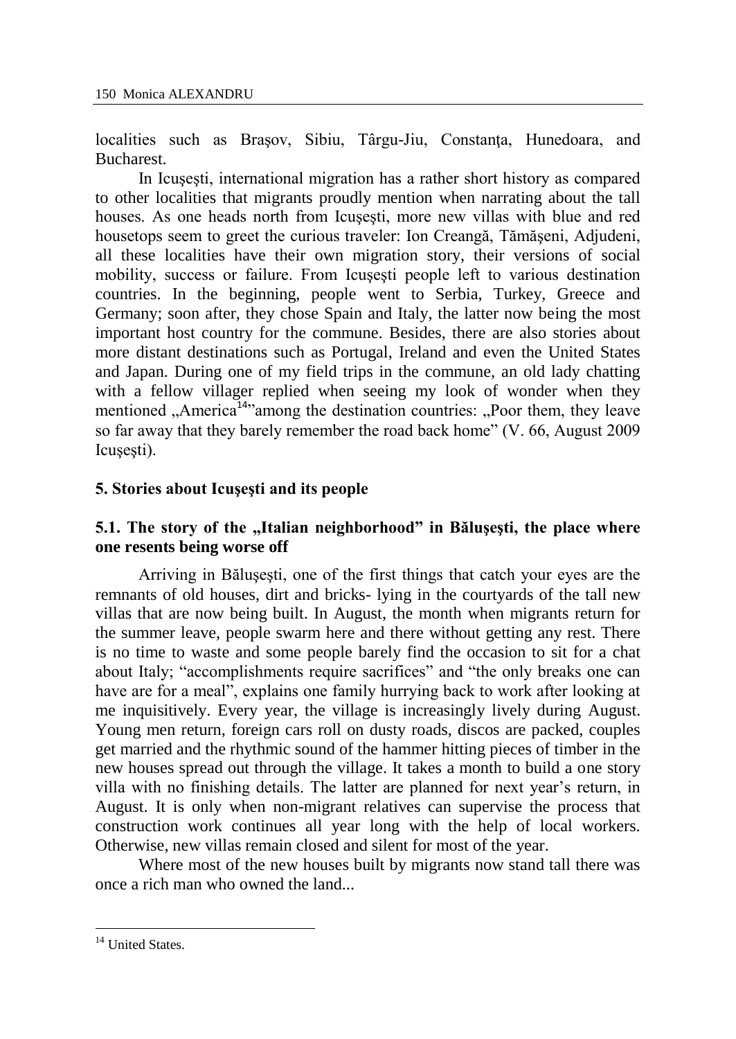localities such as Braşov, Sibiu, Târgu-Jiu, Constanţa, Hunedoara, and Bucharest.

In Icuşeşti, international migration has a rather short history as compared to other localities that migrants proudly mention when narrating about the tall houses. As one heads north from Icuşeşti, more new villas with blue and red housetops seem to greet the curious traveler: Ion Creangă, Tămăşeni, Adjudeni, all these localities have their own migration story, their versions of social mobility, success or failure. From Icuşeşti people left to various destination countries. In the beginning, people went to Serbia, Turkey, Greece and Germany; soon after, they chose Spain and Italy, the latter now being the most important host country for the commune. Besides, there are also stories about more distant destinations such as Portugal, Ireland and even the United States and Japan. During one of my field trips in the commune, an old lady chatting with a fellow villager replied when seeing my look of wonder when they mentioned „America[14]"among the destination countries: „Poor them, they leave so far away that they barely remember the road back home" (V. 66, August 2009 Icuşeşti).

### 5. Stories about Icuşeşti and its people

### 5.1. The story of the „Italian neighborhood" in Băluşeşti, the place where one resents being worse off

Arriving in Băluşeşti, one of the first things that catch your eyes are the remnants of old houses, dirt and bricks- lying in the courtyards of the tall new villas that are now being built. In August, the month when migrants return for the summer leave, people swarm here and there without getting any rest. There is no time to waste and some people barely find the occasion to sit for a chat about Italy; "accomplishments require sacrifices" and "the only breaks one can have are for a meal", explains one family hurrying back to work after looking at me inquisitively. Every year, the village is increasingly lively during August. Young men return, foreign cars roll on dusty roads, discos are packed, couples get married and the rhythmic sound of the hammer hitting pieces of timber in the new houses spread out through the village. It takes a month to build a one story villa with no finishing details. The latter are planned for next year's return, in August. It is only when non-migrant relatives can supervise the process that construction work continues all year long with the help of local workers. Otherwise, new villas remain closed and silent for most of the year.

Where most of the new houses built by migrants now stand tall there was once a rich man who owned the land...

---

[14] United States.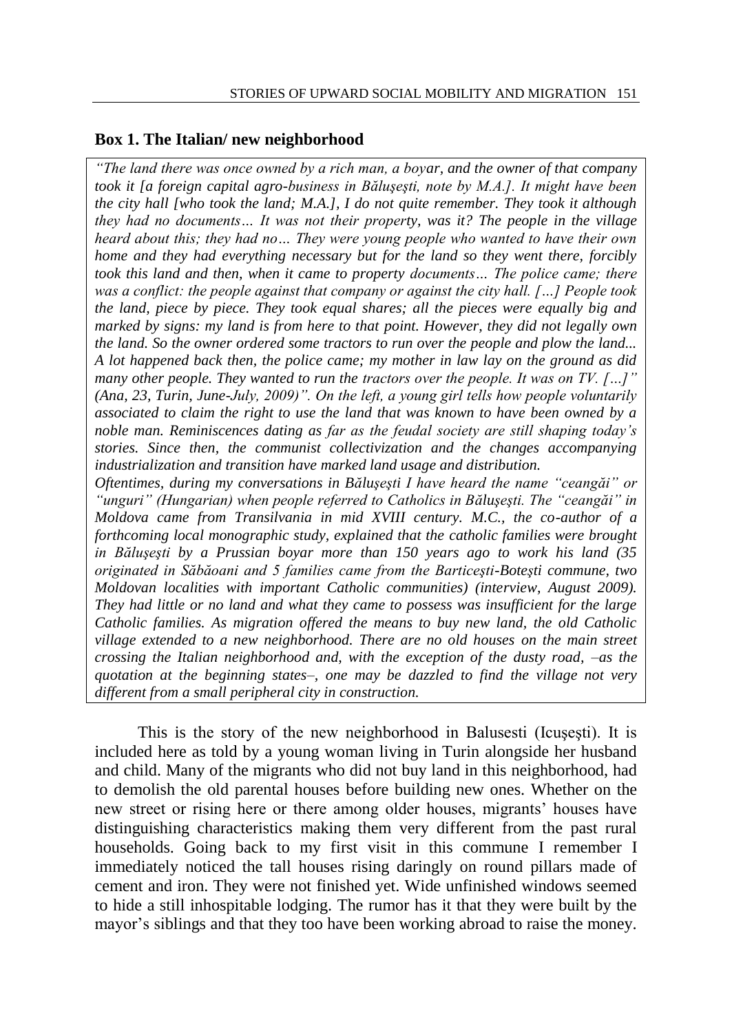## Box 1. The Italian/ new neighborhood

*"The land there was once owned by a rich man, a boyar, and the owner of that company took it [a foreign capital agro-business in Băluşeşti, note by M.A.]. It might have been the city hall [who took the land; M.A.], I do not quite remember. They took it although they had no documents… It was not their property, was it? The people in the village heard about this; they had no… They were young people who wanted to have their own home and they had everything necessary but for the land so they went there, forcibly took this land and then, when it came to property documents… The police came; there was a conflict: the people against that company or against the city hall. […] People took the land, piece by piece. They took equal shares; all the pieces were equally big and marked by signs: my land is from here to that point. However, they did not legally own the land. So the owner ordered some tractors to run over the people and plow the land... A lot happened back then, the police came; my mother in law lay on the ground as did many other people. They wanted to run the tractors over the people. It was on TV. […]" (Ana, 23, Turin, June-July, 2009)". On the left, a young girl tells how people voluntarily associated to claim the right to use the land that was known to have been owned by a noble man. Reminiscences dating as far as the feudal society are still shaping today's stories. Since then, the communist collectivization and the changes accompanying industrialization and transition have marked land usage and distribution.*

*Oftentimes, during my conversations in Băluşeşti I have heard the name "ceangăi" or "unguri" (Hungarian) when people referred to Catholics in Băluşeşti. The "ceangăi" in Moldova came from Transilvania in mid XVIII century. M.C., the co-author of a forthcoming local monographic study, explained that the catholic families were brought in Băluşeşti by a Prussian boyar more than 150 years ago to work his land (35 originated in Săbăoani and 5 families came from the Barticeşti-Boteşti commune, two Moldovan localities with important Catholic communities) (interview, August 2009). They had little or no land and what they came to possess was insufficient for the large Catholic families. As migration offered the means to buy new land, the old Catholic village extended to a new neighborhood. There are no old houses on the main street crossing the Italian neighborhood and, with the exception of the dusty road, –as the quotation at the beginning states–, one may be dazzled to find the village not very different from a small peripheral city in construction.*

This is the story of the new neighborhood in Balusesti (Icuşeşti). It is included here as told by a young woman living in Turin alongside her husband and child. Many of the migrants who did not buy land in this neighborhood, had to demolish the old parental houses before building new ones. Whether on the new street or rising here or there among older houses, migrants' houses have distinguishing characteristics making them very different from the past rural households. Going back to my first visit in this commune I remember I immediately noticed the tall houses rising daringly on round pillars made of cement and iron. They were not finished yet. Wide unfinished windows seemed to hide a still inhospitable lodging. The rumor has it that they were built by the mayor's siblings and that they too have been working abroad to raise the money.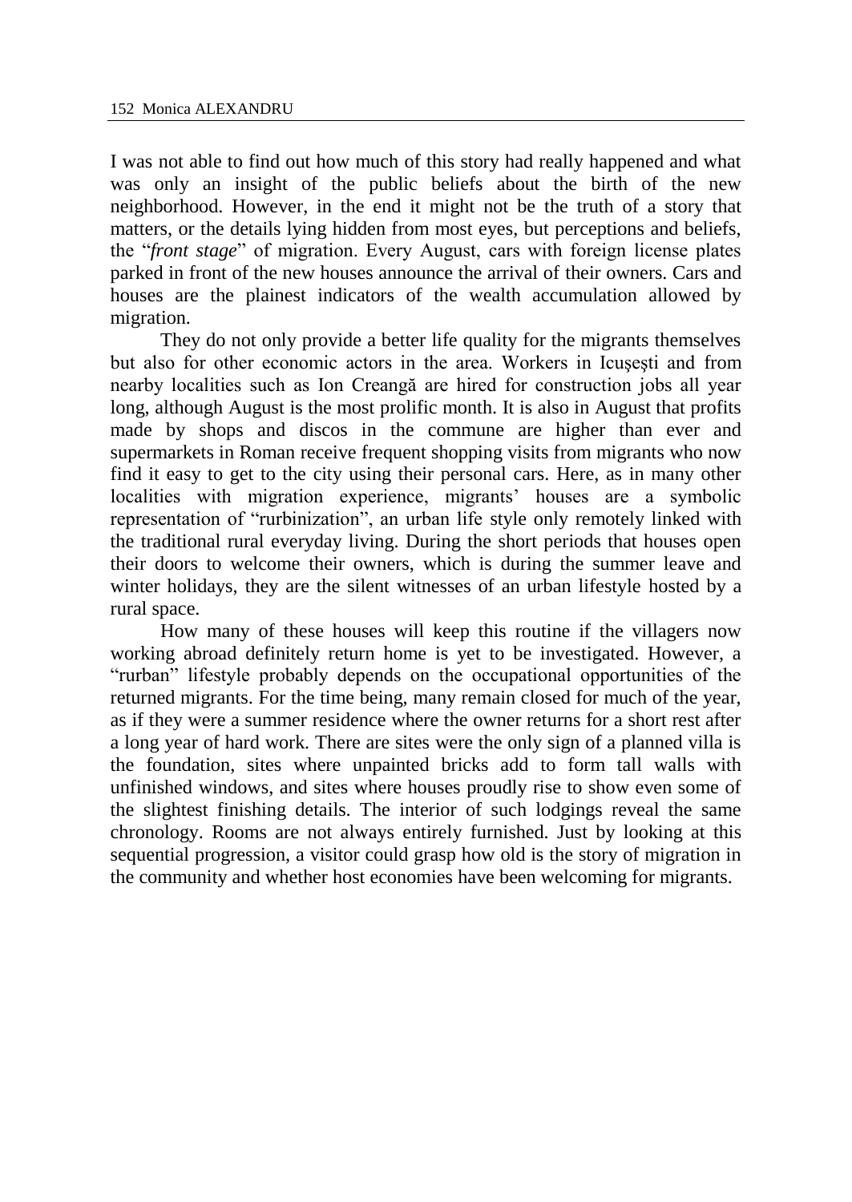I was not able to find out how much of this story had really happened and what was only an insight of the public beliefs about the birth of the new neighborhood. However, in the end it might not be the truth of a story that matters, or the details lying hidden from most eyes, but perceptions and beliefs, the "*front stage*" of migration. Every August, cars with foreign license plates parked in front of the new houses announce the arrival of their owners. Cars and houses are the plainest indicators of the wealth accumulation allowed by migration.

They do not only provide a better life quality for the migrants themselves but also for other economic actors in the area. Workers in Icușești and from nearby localities such as Ion Creangă are hired for construction jobs all year long, although August is the most prolific month. It is also in August that profits made by shops and discos in the commune are higher than ever and supermarkets in Roman receive frequent shopping visits from migrants who now find it easy to get to the city using their personal cars. Here, as in many other localities with migration experience, migrants' houses are a symbolic representation of "rurbinization", an urban life style only remotely linked with the traditional rural everyday living. During the short periods that houses open their doors to welcome their owners, which is during the summer leave and winter holidays, they are the silent witnesses of an urban lifestyle hosted by a rural space.

How many of these houses will keep this routine if the villagers now working abroad definitely return home is yet to be investigated. However, a "rurban" lifestyle probably depends on the occupational opportunities of the returned migrants. For the time being, many remain closed for much of the year, as if they were a summer residence where the owner returns for a short rest after a long year of hard work. There are sites were the only sign of a planned villa is the foundation, sites where unpainted bricks add to form tall walls with unfinished windows, and sites where houses proudly rise to show even some of the slightest finishing details. The interior of such lodgings reveal the same chronology. Rooms are not always entirely furnished. Just by looking at this sequential progression, a visitor could grasp how old is the story of migration in the community and whether host economies have been welcoming for migrants.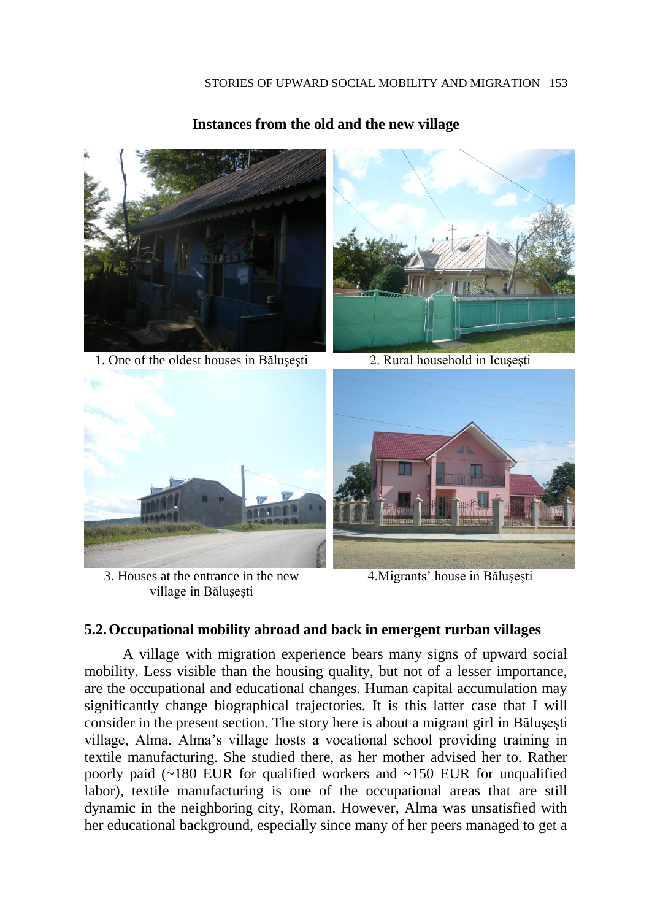**Instances from the old and the new village**

1. One of the oldest houses in Băluşeşti

2. Rural household in Icuşeşti

3. Houses at the entrance in the new village in Băluşeşti

4. Migrants' house in Băluşeşti

## 5.2. Occupational mobility abroad and back in emergent rurban villages

A village with migration experience bears many signs of upward social mobility. Less visible than the housing quality, but not of a lesser importance, are the occupational and educational changes. Human capital accumulation may significantly change biographical trajectories. It is this latter case that I will consider in the present section. The story here is about a migrant girl in Băluşeşti village, Alma. Alma's village hosts a vocational school providing training in textile manufacturing. She studied there, as her mother advised her to. Rather poorly paid (~180 EUR for qualified workers and ~150 EUR for unqualified labor), textile manufacturing is one of the occupational areas that are still dynamic in the neighboring city, Roman. However, Alma was unsatisfied with her educational background, especially since many of her peers managed to get a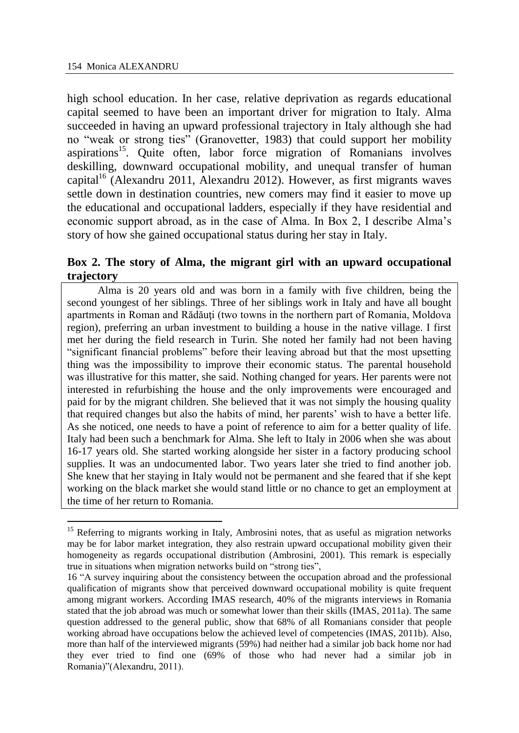high school education. In her case, relative deprivation as regards educational capital seemed to have been an important driver for migration to Italy. Alma succeeded in having an upward professional trajectory in Italy although she had no "weak or strong ties" (Granovetter, 1983) that could support her mobility aspirations[15]. Quite often, labor force migration of Romanians involves deskilling, downward occupational mobility, and unequal transfer of human capital[16] (Alexandru 2011, Alexandru 2012). However, as first migrants waves settle down in destination countries, new comers may find it easier to move up the educational and occupational ladders, especially if they have residential and economic support abroad, as in the case of Alma. In Box 2, I describe Alma's story of how she gained occupational status during her stay in Italy.

### Box 2. The story of Alma, the migrant girl with an upward occupational trajectory

Alma is 20 years old and was born in a family with five children, being the second youngest of her siblings. Three of her siblings work in Italy and have all bought apartments in Roman and Rădăuţi (two towns in the northern part of Romania, Moldova region), preferring an urban investment to building a house in the native village. I first met her during the field research in Turin. She noted her family had not been having "significant financial problems" before their leaving abroad but that the most upsetting thing was the impossibility to improve their economic status. The parental household was illustrative for this matter, she said. Nothing changed for years. Her parents were not interested in refurbishing the house and the only improvements were encouraged and paid for by the migrant children. She believed that it was not simply the housing quality that required changes but also the habits of mind, her parents' wish to have a better life. As she noticed, one needs to have a point of reference to aim for a better quality of life. Italy had been such a benchmark for Alma. She left to Italy in 2006 when she was about 16-17 years old. She started working alongside her sister in a factory producing school supplies. It was an undocumented labor. Two years later she tried to find another job. She knew that her staying in Italy would not be permanent and she feared that if she kept working on the black market she would stand little or no chance to get an employment at the time of her return to Romania.

---

[15] Referring to migrants working in Italy, Ambrosini notes, that as useful as migration networks may be for labor market integration, they also restrain upward occupational mobility given their homogeneity as regards occupational distribution (Ambrosini, 2001). This remark is especially true in situations when migration networks build on "strong ties",

16 "A survey inquiring about the consistency between the occupation abroad and the professional qualification of migrants show that perceived downward occupational mobility is quite frequent among migrant workers. According IMAS research, 40% of the migrants interviews in Romania stated that the job abroad was much or somewhat lower than their skills (IMAS, 2011a). The same question addressed to the general public, show that 68% of all Romanians consider that people working abroad have occupations below the achieved level of competencies (IMAS, 2011b). Also, more than half of the interviewed migrants (59%) had neither had a similar job back home nor had they ever tried to find one (69% of those who had never had a similar job in Romania)"(Alexandru, 2011).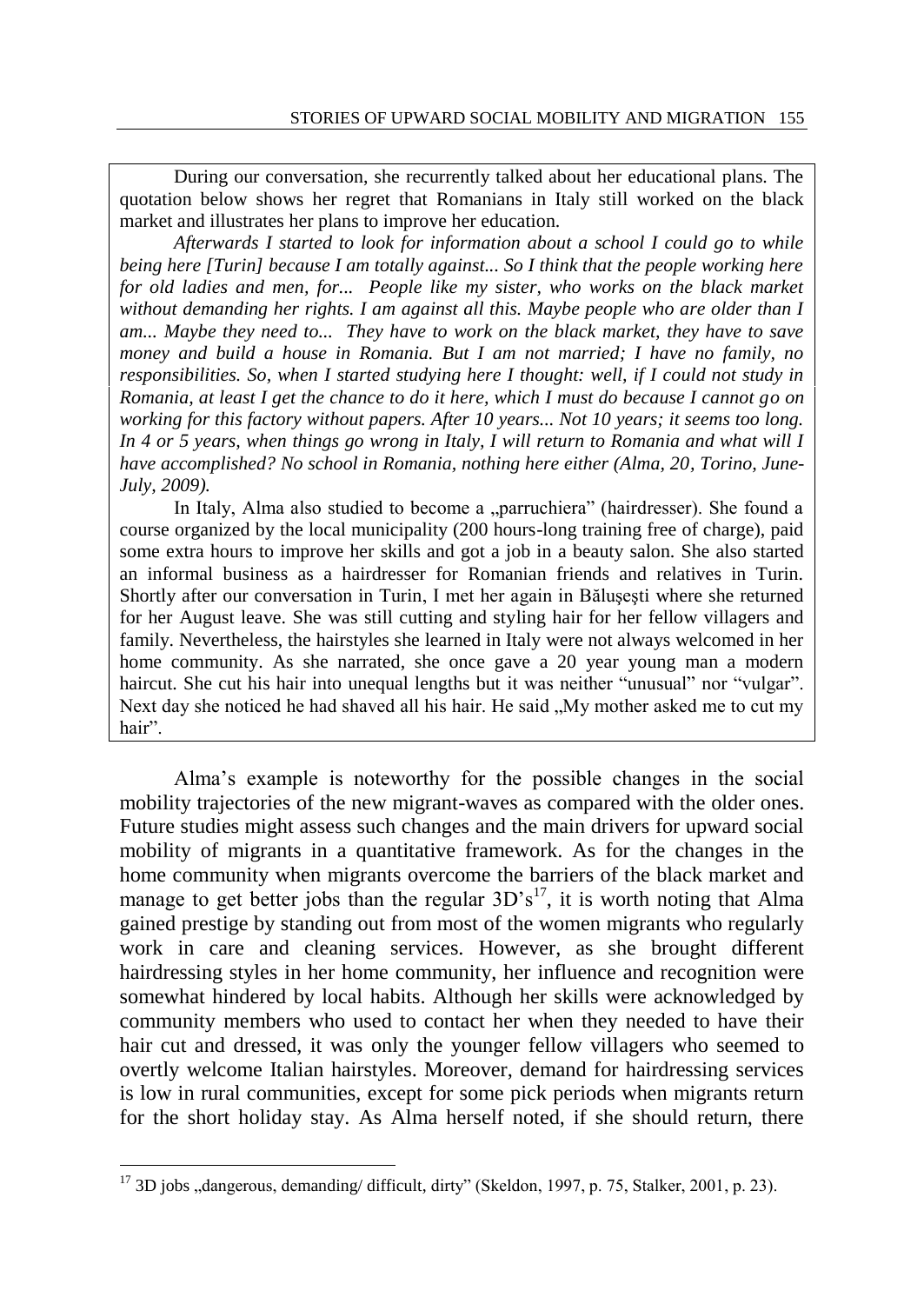During our conversation, she recurrently talked about her educational plans. The quotation below shows her regret that Romanians in Italy still worked on the black market and illustrates her plans to improve her education.

*Afterwards I started to look for information about a school I could go to while being here [Turin] because I am totally against... So I think that the people working here for old ladies and men, for... People like my sister, who works on the black market without demanding her rights. I am against all this. Maybe people who are older than I am... Maybe they need to... They have to work on the black market, they have to save money and build a house in Romania. But I am not married; I have no family, no responsibilities. So, when I started studying here I thought: well, if I could not study in Romania, at least I get the chance to do it here, which I must do because I cannot go on working for this factory without papers. After 10 years... Not 10 years; it seems too long. In 4 or 5 years, when things go wrong in Italy, I will return to Romania and what will I have accomplished? No school in Romania, nothing here either (Alma, 20, Torino, June-July, 2009).*

In Italy, Alma also studied to become a „parruchiera" (hairdresser). She found a course organized by the local municipality (200 hours-long training free of charge), paid some extra hours to improve her skills and got a job in a beauty salon. She also started an informal business as a hairdresser for Romanian friends and relatives in Turin. Shortly after our conversation in Turin, I met her again in Băluşeşti where she returned for her August leave. She was still cutting and styling hair for her fellow villagers and family. Nevertheless, the hairstyles she learned in Italy were not always welcomed in her home community. As she narrated, she once gave a 20 year young man a modern haircut. She cut his hair into unequal lengths but it was neither "unusual" nor "vulgar". Next day she noticed he had shaved all his hair. He said „My mother asked me to cut my hair".

Alma's example is noteworthy for the possible changes in the social mobility trajectories of the new migrant-waves as compared with the older ones. Future studies might assess such changes and the main drivers for upward social mobility of migrants in a quantitative framework. As for the changes in the home community when migrants overcome the barriers of the black market and manage to get better jobs than the regular 3D's[17], it is worth noting that Alma gained prestige by standing out from most of the women migrants who regularly work in care and cleaning services. However, as she brought different hairdressing styles in her home community, her influence and recognition were somewhat hindered by local habits. Although her skills were acknowledged by community members who used to contact her when they needed to have their hair cut and dressed, it was only the younger fellow villagers who seemed to overtly welcome Italian hairstyles. Moreover, demand for hairdressing services is low in rural communities, except for some pick periods when migrants return for the short holiday stay. As Alma herself noted, if she should return, there

[17] 3D jobs „dangerous, demanding/ difficult, dirty" (Skeldon, 1997, p. 75, Stalker, 2001, p. 23).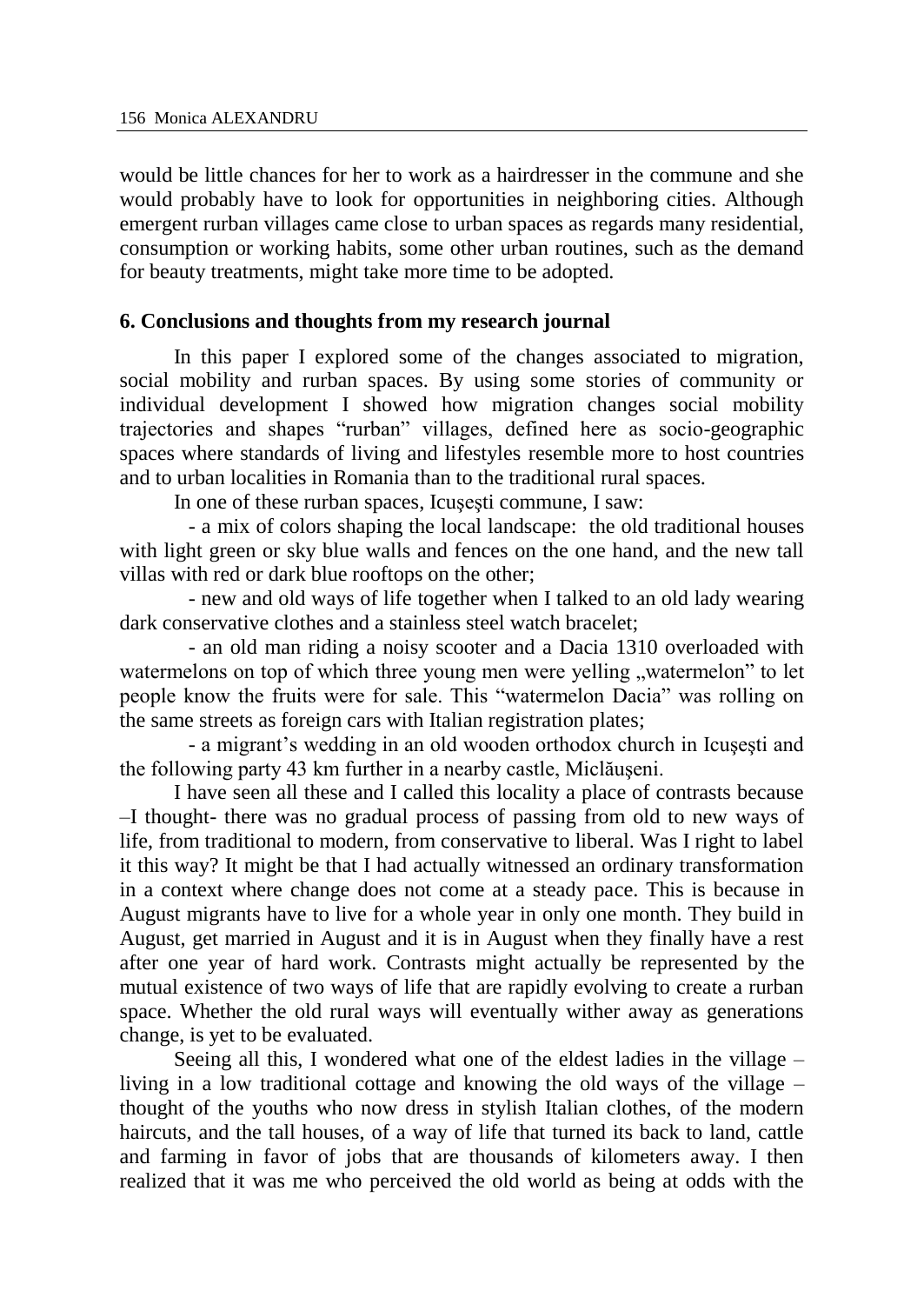would be little chances for her to work as a hairdresser in the commune and she would probably have to look for opportunities in neighboring cities. Although emergent rurban villages came close to urban spaces as regards many residential, consumption or working habits, some other urban routines, such as the demand for beauty treatments, might take more time to be adopted.

## 6. Conclusions and thoughts from my research journal

In this paper I explored some of the changes associated to migration, social mobility and rurban spaces. By using some stories of community or individual development I showed how migration changes social mobility trajectories and shapes "rurban" villages, defined here as socio-geographic spaces where standards of living and lifestyles resemble more to host countries and to urban localities in Romania than to the traditional rural spaces.

In one of these rurban spaces, Icușești commune, I saw:

- a mix of colors shaping the local landscape: the old traditional houses with light green or sky blue walls and fences on the one hand, and the new tall villas with red or dark blue rooftops on the other;
- new and old ways of life together when I talked to an old lady wearing dark conservative clothes and a stainless steel watch bracelet;
- an old man riding a noisy scooter and a Dacia 1310 overloaded with watermelons on top of which three young men were yelling „watermelon" to let people know the fruits were for sale. This "watermelon Dacia" was rolling on the same streets as foreign cars with Italian registration plates;
- a migrant's wedding in an old wooden orthodox church in Icușești and the following party 43 km further in a nearby castle, Miclăușeni.

I have seen all these and I called this locality a place of contrasts because –I thought- there was no gradual process of passing from old to new ways of life, from traditional to modern, from conservative to liberal. Was I right to label it this way? It might be that I had actually witnessed an ordinary transformation in a context where change does not come at a steady pace. This is because in August migrants have to live for a whole year in only one month. They build in August, get married in August and it is in August when they finally have a rest after one year of hard work. Contrasts might actually be represented by the mutual existence of two ways of life that are rapidly evolving to create a rurban space. Whether the old rural ways will eventually wither away as generations change, is yet to be evaluated.

Seeing all this, I wondered what one of the eldest ladies in the village – living in a low traditional cottage and knowing the old ways of the village – thought of the youths who now dress in stylish Italian clothes, of the modern haircuts, and the tall houses, of a way of life that turned its back to land, cattle and farming in favor of jobs that are thousands of kilometers away. I then realized that it was me who perceived the old world as being at odds with the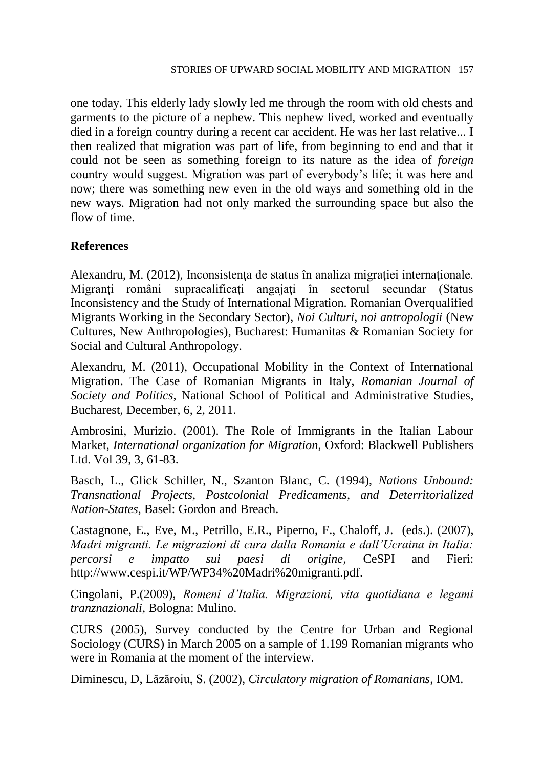one today. This elderly lady slowly led me through the room with old chests and garments to the picture of a nephew. This nephew lived, worked and eventually died in a foreign country during a recent car accident. He was her last relative... I then realized that migration was part of life, from beginning to end and that it could not be seen as something foreign to its nature as the idea of *foreign* country would suggest. Migration was part of everybody's life; it was here and now; there was something new even in the old ways and something old in the new ways. Migration had not only marked the surrounding space but also the flow of time.

## References

Alexandru, M. (2012), Inconsistenţa de status în analiza migraţiei internaţionale. Migranţi români supracalificaţi angajaţi în sectorul secundar (Status Inconsistency and the Study of International Migration. Romanian Overqualified Migrants Working in the Secondary Sector), *Noi Culturi, noi antropologii* (New Cultures, New Anthropologies), Bucharest: Humanitas & Romanian Society for Social and Cultural Anthropology.

Alexandru, M. (2011), Occupational Mobility in the Context of International Migration. The Case of Romanian Migrants in Italy, *Romanian Journal of Society and Politics*, National School of Political and Administrative Studies, Bucharest, December, 6, 2, 2011.

Ambrosini, Murizio. (2001). The Role of Immigrants in the Italian Labour Market, *International organization for Migration*, Oxford: Blackwell Publishers Ltd. Vol 39, 3, 61-83.

Basch, L., Glick Schiller, N., Szanton Blanc, C. (1994), *Nations Unbound: Transnational Projects, Postcolonial Predicaments, and Deterritorialized Nation-States*, Basel: Gordon and Breach.

Castagnone, E., Eve, M., Petrillo, E.R., Piperno, F., Chaloff, J. (eds.). (2007), *Madri migranti. Le migrazioni di cura dalla Romania e dall'Ucraina in Italia: percorsi e impatto sui paesi di origine*, CeSPI and Fieri: http://www.cespi.it/WP/WP34%20Madri%20migranti.pdf.

Cingolani, P.(2009), *Romeni d'Italia. Migrazioni, vita quotidiana e legami tranznazionali,* Bologna: Mulino.

CURS (2005), Survey conducted by the Centre for Urban and Regional Sociology (CURS) in March 2005 on a sample of 1.199 Romanian migrants who were in Romania at the moment of the interview.

Diminescu, D, Lăzăroiu, S. (2002), *Circulatory migration of Romanians*, IOM.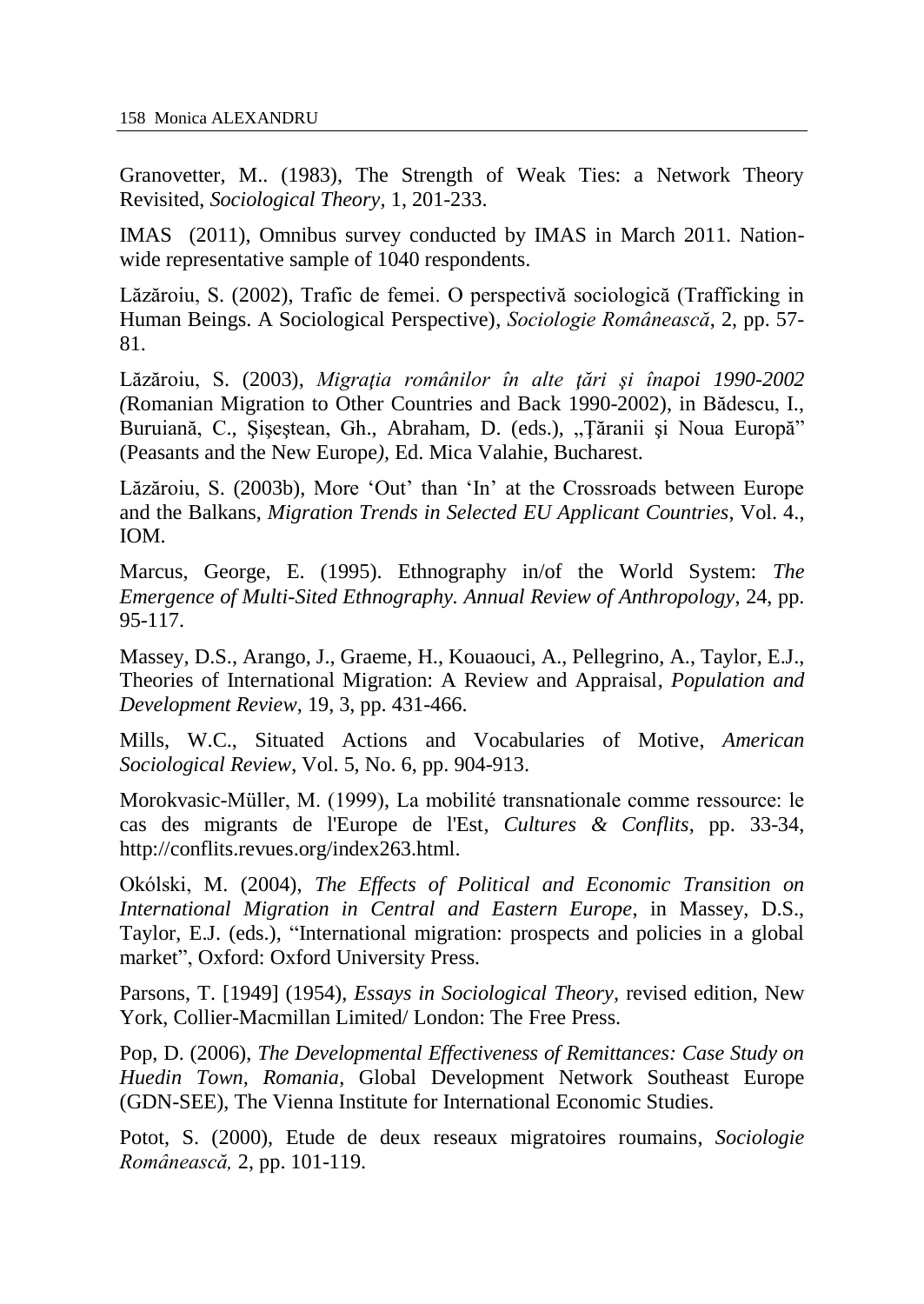Granovetter, M.. (1983), The Strength of Weak Ties: a Network Theory Revisited, *Sociological Theory,* 1, 201-233.

IMAS (2011), Omnibus survey conducted by IMAS in March 2011. Nation-wide representative sample of 1040 respondents.

Lăzăroiu, S. (2002), Trafic de femei. O perspectivă sociologică (Trafficking in Human Beings. A Sociological Perspective), *Sociologie Românească*, 2, pp. 57-81.

Lăzăroiu, S. (2003), *Migraţia românilor în alte ţări şi înapoi 1990-2002 (*Romanian Migration to Other Countries and Back 1990-2002), in Bădescu, I., Buruiană, C., Şişeştean, Gh., Abraham, D. (eds.), „Ţăranii şi Noua Europă" (Peasants and the New Europe*)*, Ed. Mica Valahie, Bucharest.

Lăzăroiu, S. (2003b), More 'Out' than 'In' at the Crossroads between Europe and the Balkans, *Migration Trends in Selected EU Applicant Countries*, Vol. 4., IOM.

Marcus, George, E. (1995). Ethnography in/of the World System: *The Emergence of Multi-Sited Ethnography. Annual Review of Anthropology*, 24, pp. 95-117.

Massey, D.S., Arango, J., Graeme, H., Kouaouci, A., Pellegrino, A., Taylor, E.J., Theories of International Migration: A Review and Appraisal, *Population and Development Review*, 19, 3, pp. 431-466.

Mills, W.C., Situated Actions and Vocabularies of Motive, *American Sociological Review*, Vol. 5, No. 6, pp. 904-913.

Morokvasic-Müller, M. (1999), La mobilité transnationale comme ressource: le cas des migrants de l'Europe de l'Est, *Cultures & Conflits*, pp. 33-34, http://conflits.revues.org/index263.html.

Okólski, M. (2004), *The Effects of Political and Economic Transition on International Migration in Central and Eastern Europe*, in Massey, D.S., Taylor, E.J. (eds.), "International migration: prospects and policies in a global market", Oxford: Oxford University Press.

Parsons, T. [1949] (1954), *Essays in Sociological Theory,* revised edition, New York, Collier-Macmillan Limited/ London: The Free Press.

Pop, D. (2006), *The Developmental Effectiveness of Remittances: Case Study on Huedin Town, Romania*, Global Development Network Southeast Europe (GDN-SEE), The Vienna Institute for International Economic Studies.

Potot, S. (2000), Etude de deux reseaux migratoires roumains, *Sociologie Românească,* 2, pp. 101-119.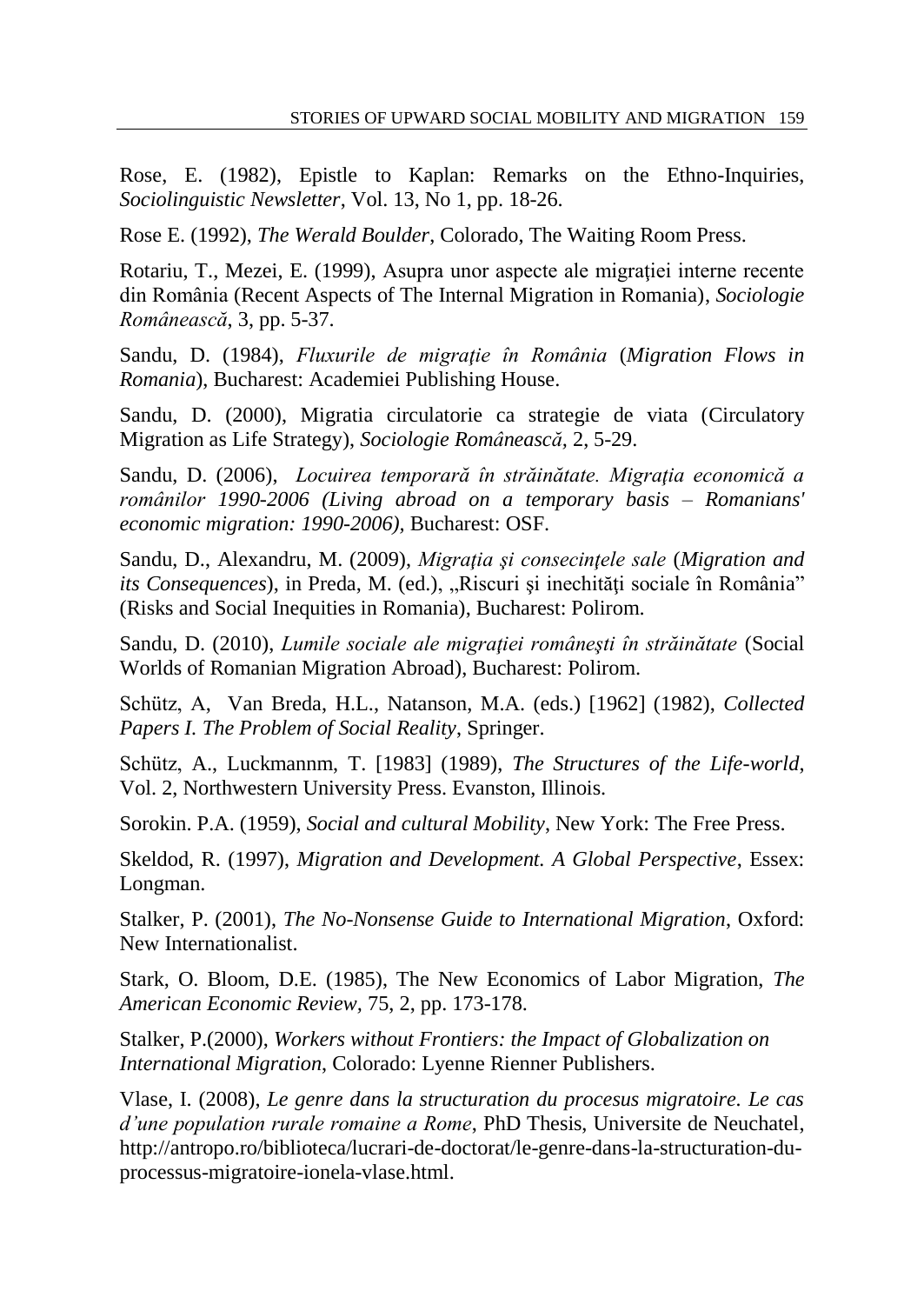Rose, E. (1982), Epistle to Kaplan: Remarks on the Ethno-Inquiries, *Sociolinguistic Newsletter*, Vol. 13, No 1, pp. 18-26.

Rose E. (1992), *The Werald Boulder*, Colorado, The Waiting Room Press.

Rotariu, T., Mezei, E. (1999), Asupra unor aspecte ale migraţiei interne recente din România (Recent Aspects of The Internal Migration in Romania), *Sociologie Românească*, 3, pp. 5-37.

Sandu, D. (1984), *Fluxurile de migraţie în România* (*Migration Flows in Romania*), Bucharest: Academiei Publishing House.

Sandu, D. (2000), Migratia circulatorie ca strategie de viata (Circulatory Migration as Life Strategy), *Sociologie Românească*, 2, 5-29.

Sandu, D. (2006), *Locuirea temporară în străinătate. Migraţia economică a românilor 1990-2006 (Living abroad on a temporary basis – Romanians' economic migration: 1990-2006)*, Bucharest: OSF.

Sandu, D., Alexandru, M. (2009), *Migraţia şi consecinţele sale* (*Migration and its Consequences*), in Preda, M. (ed.), „Riscuri şi inechităţi sociale în România" (Risks and Social Inequities in Romania), Bucharest: Polirom.

Sandu, D. (2010), *Lumile sociale ale migraţiei româneşti în străinătate* (Social Worlds of Romanian Migration Abroad), Bucharest: Polirom.

Schütz, A, Van Breda, H.L., Natanson, M.A. (eds.) [1962] (1982), *Collected Papers I. The Problem of Social Reality*, Springer.

Schütz, A., Luckmannm, T. [1983] (1989), *The Structures of the Life-world*, Vol. 2, Northwestern University Press. Evanston, Illinois.

Sorokin. P.A. (1959), *Social and cultural Mobility*, New York: The Free Press.

Skeldod, R. (1997), *Migration and Development. A Global Perspective*, Essex: Longman.

Stalker, P. (2001), *The No-Nonsense Guide to International Migration*, Oxford: New Internationalist.

Stark, O. Bloom, D.E. (1985), The New Economics of Labor Migration, *The American Economic Review*, 75, 2, pp. 173-178.

Stalker, P.(2000), *Workers without Frontiers: the Impact of Globalization on International Migration*, Colorado: Lyenne Rienner Publishers.

Vlase, I. (2008), *Le genre dans la structuration du procesus migratoire. Le cas d'une population rurale romaine a Rome*, PhD Thesis, Universite de Neuchatel, http://antropo.ro/biblioteca/lucrari-de-doctorat/le-genre-dans-la-structuration-du-processus-migratoire-ionela-vlase.html.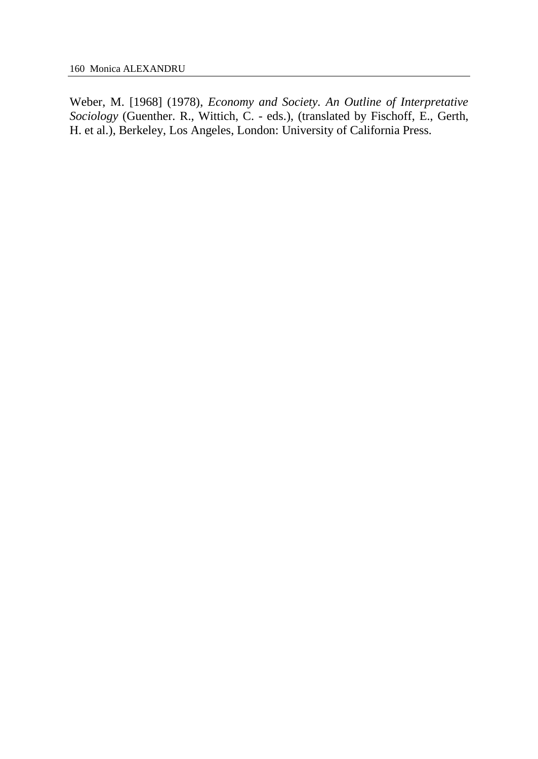Weber, M. [1968] (1978), *Economy and Society. An Outline of Interpretative Sociology* (Guenther. R., Wittich, C. - eds.), (translated by Fischoff, E., Gerth, H. et al.), Berkeley, Los Angeles, London: University of California Press.